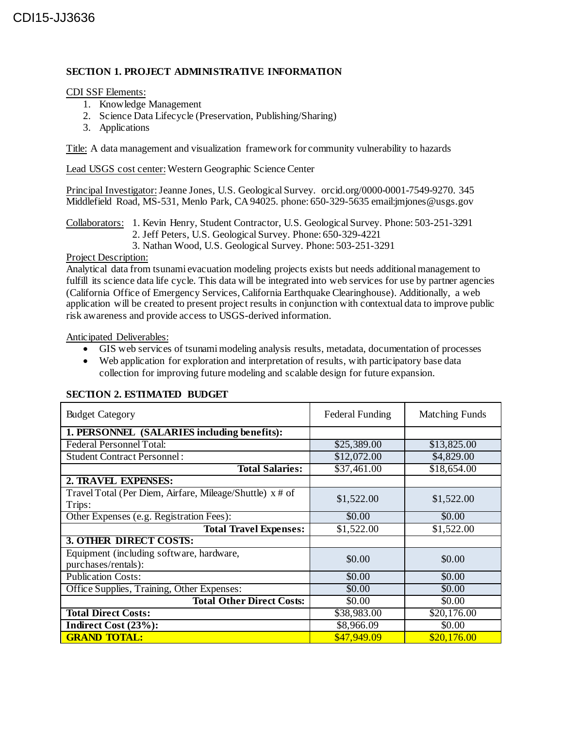CDI15-JJ3636

## SECTION 1. PROJECT ADMINISTRATIVE INFORMATION

CDI SSF Elements:

1. Knowledge Management
2. Science Data Lifecycle (Preservation, Publishing/Sharing)
3. Applications

Title: A data management and visualization framework for community vulnerability to hazards

Lead USGS cost center: Western Geographic Science Center

Principal Investigator: Jeanne Jones, U.S. Geological Survey. orcid.org/0000-0001-7549-9270. 345 Middlefield Road, MS-531, Menlo Park, CA 94025. phone: 650-329-5635 email:jmjones@usgs.gov

Collaborators:
1. Kevin Henry, Student Contractor, U.S. Geological Survey. Phone: 503-251-3291
2. Jeff Peters, U.S. Geological Survey. Phone: 650-329-4221
3. Nathan Wood, U.S. Geological Survey. Phone: 503-251-3291

Project Description:
Analytical data from tsunami evacuation modeling projects exists but needs additional management to fulfill its science data life cycle. This data will be integrated into web services for use by partner agencies (California Office of Emergency Services, California Earthquake Clearinghouse). Additionally, a web application will be created to present project results in conjunction with contextual data to improve public risk awareness and provide access to USGS-derived information.

Anticipated Deliverables:

- GIS web services of tsunami modeling analysis results, metadata, documentation of processes
- Web application for exploration and interpretation of results, with participatory base data collection for improving future modeling and scalable design for future expansion.

## SECTION 2. ESTIMATED BUDGET

| Budget Category | Federal Funding | Matching Funds |
|---|---|---|
| **1. PERSONNEL (SALARIES including benefits):** | | |
| Federal Personnel Total: | $25,389.00 | $13,825.00 |
| Student Contract Personnel: | $12,072.00 | $4,829.00 |
| **Total Salaries:** | $37,461.00 | $18,654.00 |
| **2. TRAVEL EXPENSES:** | | |
| Travel Total (Per Diem, Airfare, Mileage/Shuttle) x # of Trips: | $1,522.00 | $1,522.00 |
| Other Expenses (e.g. Registration Fees): | $0.00 | $0.00 |
| **Total Travel Expenses:** | $1,522.00 | $1,522.00 |
| **3. OTHER DIRECT COSTS:** | | |
| Equipment (including software, hardware, purchases/rentals): | $0.00 | $0.00 |
| Publication Costs: | $0.00 | $0.00 |
| Office Supplies, Training, Other Expenses: | $0.00 | $0.00 |
| **Total Other Direct Costs:** | $0.00 | $0.00 |
| **Total Direct Costs:** | $38,983.00 | $20,176.00 |
| **Indirect Cost (23%):** | $8,966.09 | $0.00 |
| **GRAND TOTAL:** | $47,949.09 | $20,176.00 |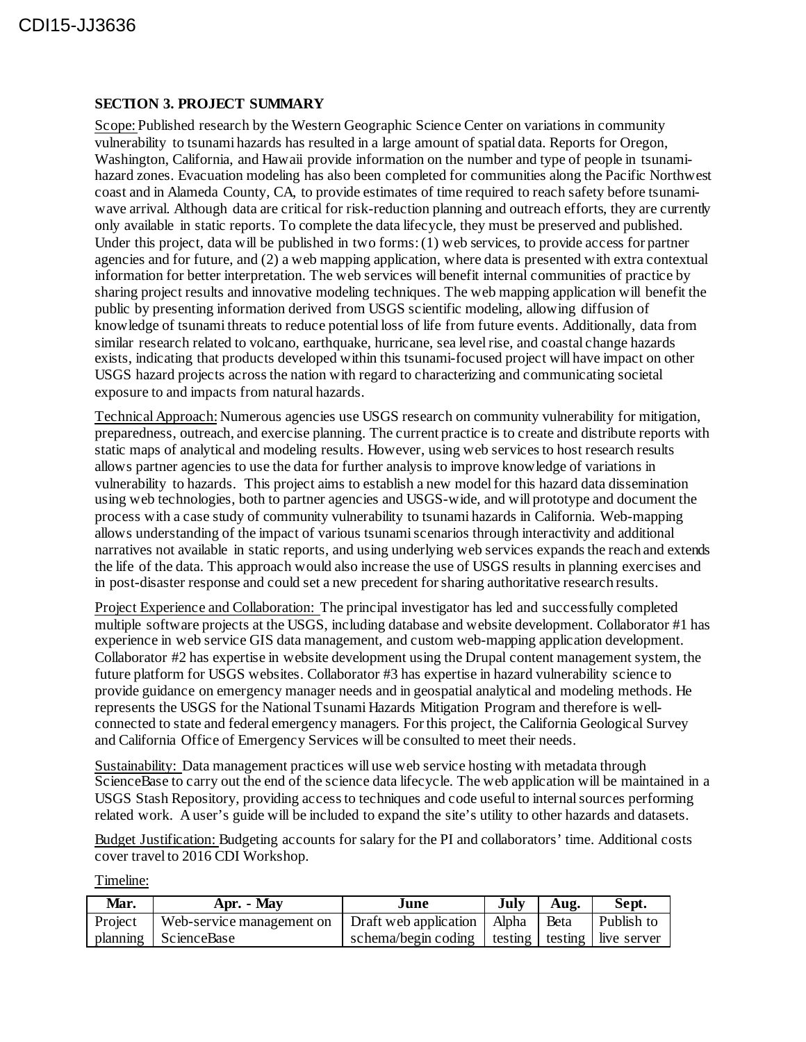## SECTION 3. PROJECT SUMMARY

Scope: Published research by the Western Geographic Science Center on variations in community vulnerability to tsunami hazards has resulted in a large amount of spatial data. Reports for Oregon, Washington, California, and Hawaii provide information on the number and type of people in tsunami-hazard zones. Evacuation modeling has also been completed for communities along the Pacific Northwest coast and in Alameda County, CA, to provide estimates of time required to reach safety before tsunami-wave arrival. Although data are critical for risk-reduction planning and outreach efforts, they are currently only available in static reports. To complete the data lifecycle, they must be preserved and published. Under this project, data will be published in two forms: (1) web services, to provide access for partner agencies and for future, and (2) a web mapping application, where data is presented with extra contextual information for better interpretation. The web services will benefit internal communities of practice by sharing project results and innovative modeling techniques. The web mapping application will benefit the public by presenting information derived from USGS scientific modeling, allowing diffusion of knowledge of tsunami threats to reduce potential loss of life from future events. Additionally, data from similar research related to volcano, earthquake, hurricane, sea level rise, and coastal change hazards exists, indicating that products developed within this tsunami-focused project will have impact on other USGS hazard projects across the nation with regard to characterizing and communicating societal exposure to and impacts from natural hazards.

Technical Approach: Numerous agencies use USGS research on community vulnerability for mitigation, preparedness, outreach, and exercise planning. The current practice is to create and distribute reports with static maps of analytical and modeling results. However, using web services to host research results allows partner agencies to use the data for further analysis to improve knowledge of variations in vulnerability to hazards. This project aims to establish a new model for this hazard data dissemination using web technologies, both to partner agencies and USGS-wide, and will prototype and document the process with a case study of community vulnerability to tsunami hazards in California. Web-mapping allows understanding of the impact of various tsunami scenarios through interactivity and additional narratives not available in static reports, and using underlying web services expands the reach and extends the life of the data. This approach would also increase the use of USGS results in planning exercises and in post-disaster response and could set a new precedent for sharing authoritative research results.

Project Experience and Collaboration: The principal investigator has led and successfully completed multiple software projects at the USGS, including database and website development. Collaborator #1 has experience in web service GIS data management, and custom web-mapping application development. Collaborator #2 has expertise in website development using the Drupal content management system, the future platform for USGS websites. Collaborator #3 has expertise in hazard vulnerability science to provide guidance on emergency manager needs and in geospatial analytical and modeling methods. He represents the USGS for the National Tsunami Hazards Mitigation Program and therefore is well-connected to state and federal emergency managers. For this project, the California Geological Survey and California Office of Emergency Services will be consulted to meet their needs.

Sustainability: Data management practices will use web service hosting with metadata through ScienceBase to carry out the end of the science data lifecycle. The web application will be maintained in a USGS Stash Repository, providing access to techniques and code useful to internal sources performing related work. A user's guide will be included to expand the site's utility to other hazards and datasets.

Budget Justification: Budgeting accounts for salary for the PI and collaborators' time. Additional costs cover travel to 2016 CDI Workshop.

Timeline:

| Mar. | Apr. - May | June | July | Aug. | Sept. |
|---|---|---|---|---|---|
| Project planning | Web-service management on ScienceBase | Draft web application schema/begin coding | Alpha testing | Beta testing | Publish to live server |